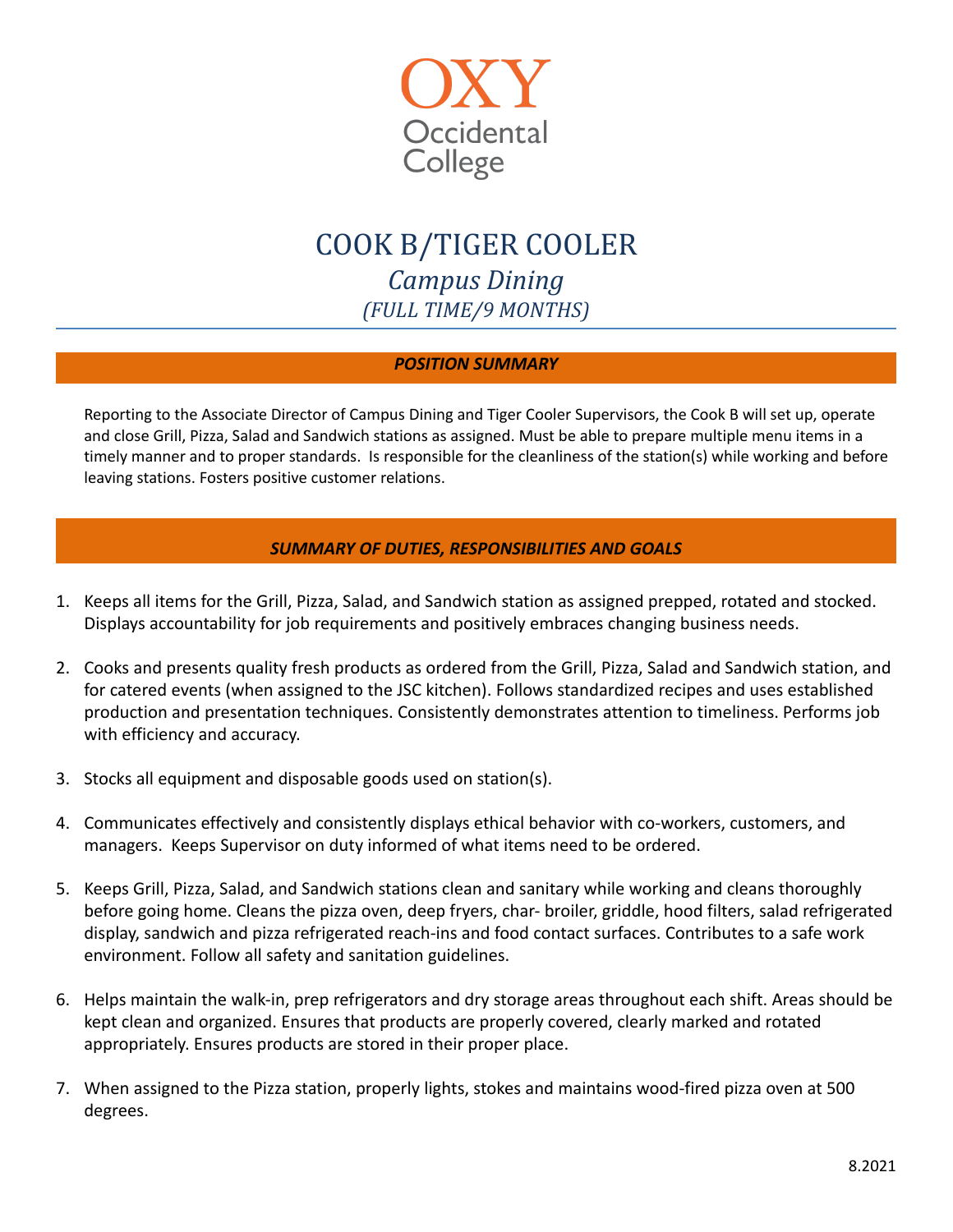OXY
Occidental
College

# COOK B/TIGER COOLER

## *Campus Dining*

### *(FULL TIME/9 MONTHS)*

## *POSITION SUMMARY*

Reporting to the Associate Director of Campus Dining and Tiger Cooler Supervisors, the Cook B will set up, operate and close Grill, Pizza, Salad and Sandwich stations as assigned. Must be able to prepare multiple menu items in a timely manner and to proper standards. Is responsible for the cleanliness of the station(s) while working and before leaving stations. Fosters positive customer relations.

## *SUMMARY OF DUTIES, RESPONSIBILITIES AND GOALS*

1. Keeps all items for the Grill, Pizza, Salad, and Sandwich station as assigned prepped, rotated and stocked. Displays accountability for job requirements and positively embraces changing business needs.
2. Cooks and presents quality fresh products as ordered from the Grill, Pizza, Salad and Sandwich station, and for catered events (when assigned to the JSC kitchen). Follows standardized recipes and uses established production and presentation techniques. Consistently demonstrates attention to timeliness. Performs job with efficiency and accuracy.
3. Stocks all equipment and disposable goods used on station(s).
4. Communicates effectively and consistently displays ethical behavior with co-workers, customers, and managers. Keeps Supervisor on duty informed of what items need to be ordered.
5. Keeps Grill, Pizza, Salad, and Sandwich stations clean and sanitary while working and cleans thoroughly before going home. Cleans the pizza oven, deep fryers, char- broiler, griddle, hood filters, salad refrigerated display, sandwich and pizza refrigerated reach-ins and food contact surfaces. Contributes to a safe work environment. Follow all safety and sanitation guidelines.
6. Helps maintain the walk-in, prep refrigerators and dry storage areas throughout each shift. Areas should be kept clean and organized. Ensures that products are properly covered, clearly marked and rotated appropriately. Ensures products are stored in their proper place.
7. When assigned to the Pizza station, properly lights, stokes and maintains wood-fired pizza oven at 500 degrees.

8.2021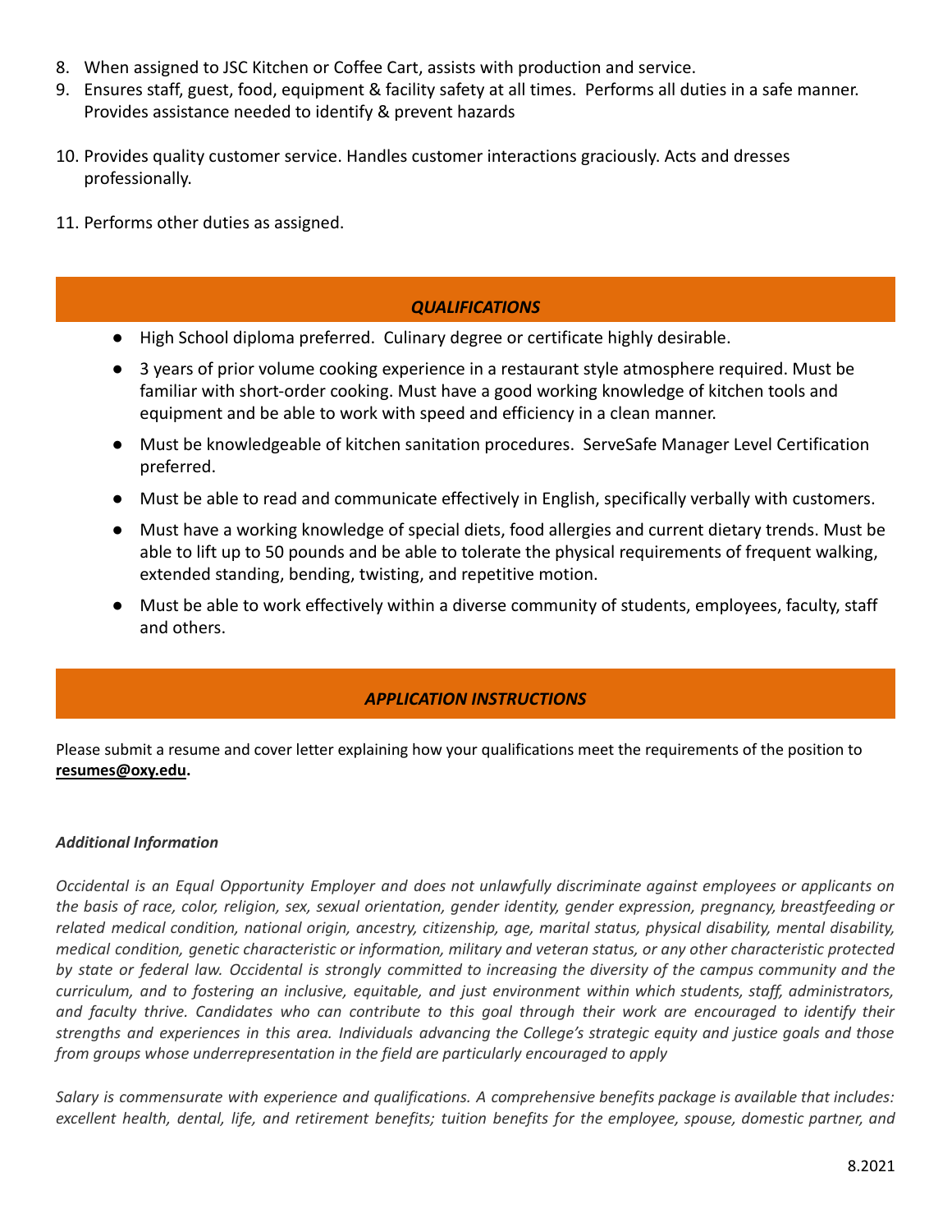8. When assigned to JSC Kitchen or Coffee Cart, assists with production and service.
9. Ensures staff, guest, food, equipment & facility safety at all times. Performs all duties in a safe manner. Provides assistance needed to identify & prevent hazards
10. Provides quality customer service. Handles customer interactions graciously. Acts and dresses professionally.
11. Performs other duties as assigned.

## *QUALIFICATIONS*

- High School diploma preferred. Culinary degree or certificate highly desirable.
- 3 years of prior volume cooking experience in a restaurant style atmosphere required. Must be familiar with short-order cooking. Must have a good working knowledge of kitchen tools and equipment and be able to work with speed and efficiency in a clean manner.
- Must be knowledgeable of kitchen sanitation procedures. ServeSafe Manager Level Certification preferred.
- Must be able to read and communicate effectively in English, specifically verbally with customers.
- Must have a working knowledge of special diets, food allergies and current dietary trends. Must be able to lift up to 50 pounds and be able to tolerate the physical requirements of frequent walking, extended standing, bending, twisting, and repetitive motion.
- Must be able to work effectively within a diverse community of students, employees, faculty, staff and others.

## *APPLICATION INSTRUCTIONS*

Please submit a resume and cover letter explaining how your qualifications meet the requirements of the position to **resumes@oxy.edu**.

***Additional Information***

*Occidental is an Equal Opportunity Employer and does not unlawfully discriminate against employees or applicants on the basis of race, color, religion, sex, sexual orientation, gender identity, gender expression, pregnancy, breastfeeding or related medical condition, national origin, ancestry, citizenship, age, marital status, physical disability, mental disability, medical condition, genetic characteristic or information, military and veteran status, or any other characteristic protected by state or federal law. Occidental is strongly committed to increasing the diversity of the campus community and the curriculum, and to fostering an inclusive, equitable, and just environment within which students, staff, administrators, and faculty thrive. Candidates who can contribute to this goal through their work are encouraged to identify their strengths and experiences in this area. Individuals advancing the College's strategic equity and justice goals and those from groups whose underrepresentation in the field are particularly encouraged to apply*

*Salary is commensurate with experience and qualifications. A comprehensive benefits package is available that includes: excellent health, dental, life, and retirement benefits; tuition benefits for the employee, spouse, domestic partner, and*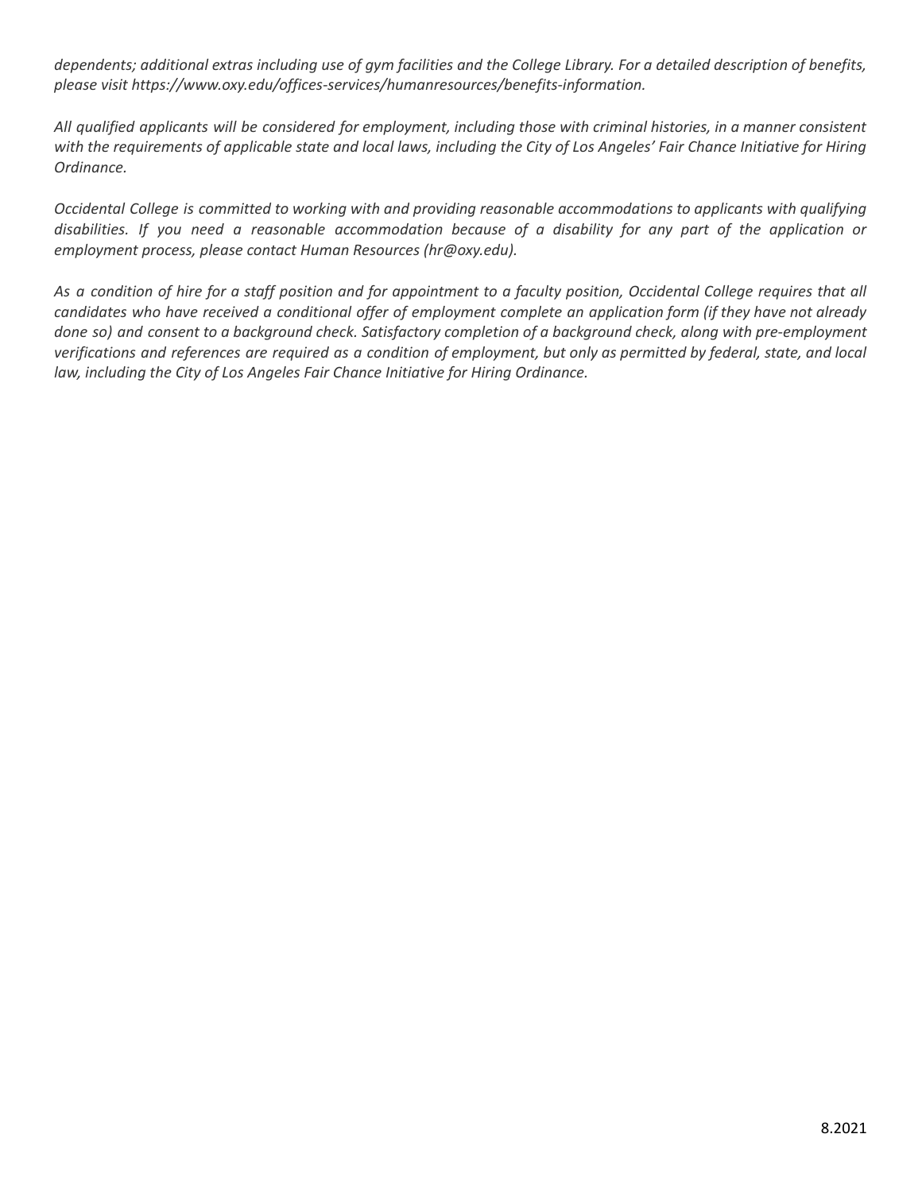*dependents; additional extras including use of gym facilities and the College Library. For a detailed description of benefits, please visit https://www.oxy.edu/offices-services/humanresources/benefits-information.*

*All qualified applicants will be considered for employment, including those with criminal histories, in a manner consistent with the requirements of applicable state and local laws, including the City of Los Angeles' Fair Chance Initiative for Hiring Ordinance.*

*Occidental College is committed to working with and providing reasonable accommodations to applicants with qualifying disabilities. If you need a reasonable accommodation because of a disability for any part of the application or employment process, please contact Human Resources (hr@oxy.edu).*

*As a condition of hire for a staff position and for appointment to a faculty position, Occidental College requires that all candidates who have received a conditional offer of employment complete an application form (if they have not already done so) and consent to a background check. Satisfactory completion of a background check, along with pre-employment verifications and references are required as a condition of employment, but only as permitted by federal, state, and local law, including the City of Los Angeles Fair Chance Initiative for Hiring Ordinance.*

8.2021